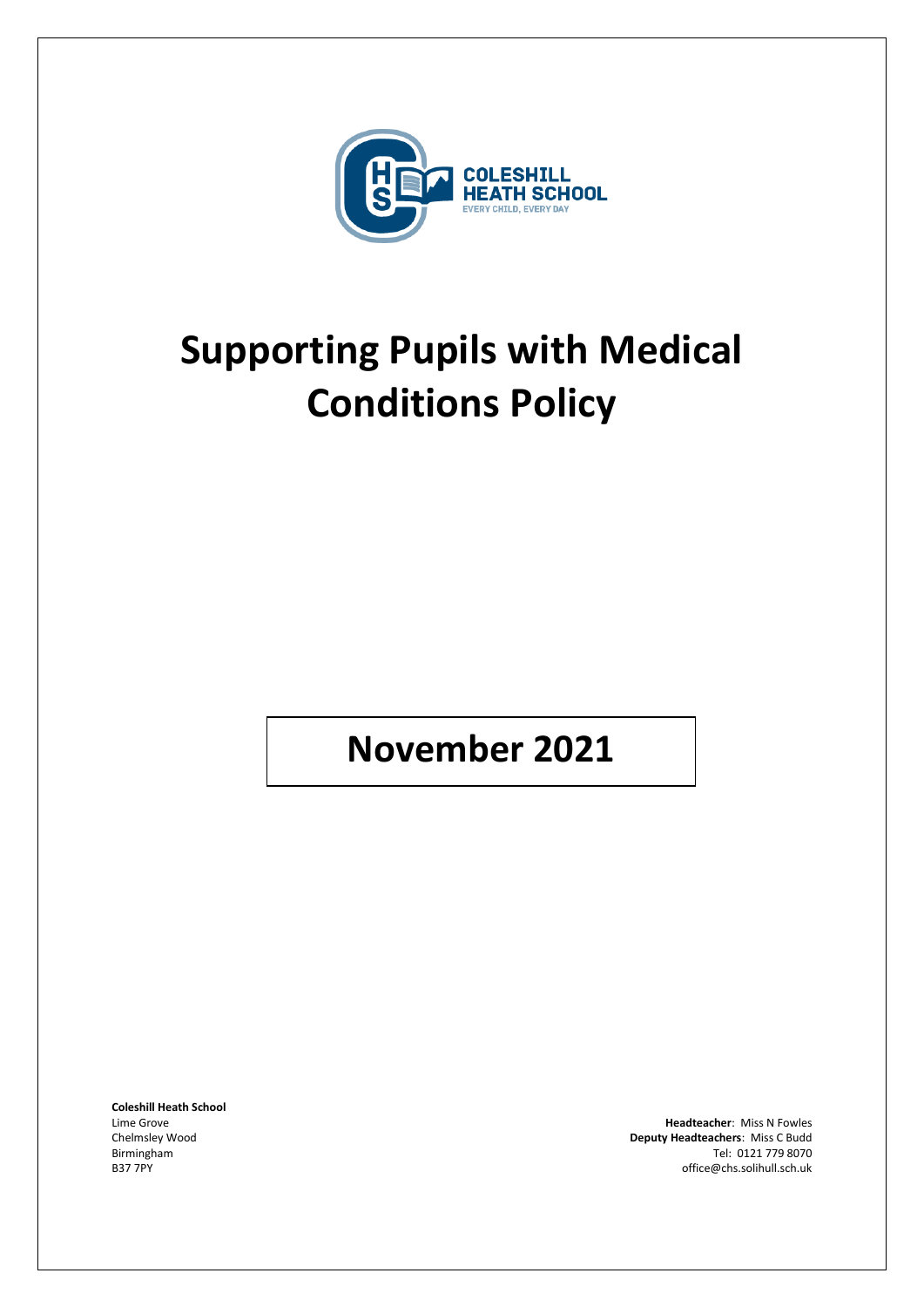COLESHILL HEATH SCHOOL

EVERY CHILD, EVERY DAY

# Supporting Pupils with Medical Conditions Policy

## November 2021

**Coleshill Heath School**
Lime Grove
Chelmsley Wood
Birmingham
B37 7PY

**Headteacher**: Miss N Fowles
**Deputy Headteachers**: Miss C Budd
Tel: 0121 779 8070
office@chs.solihull.sch.uk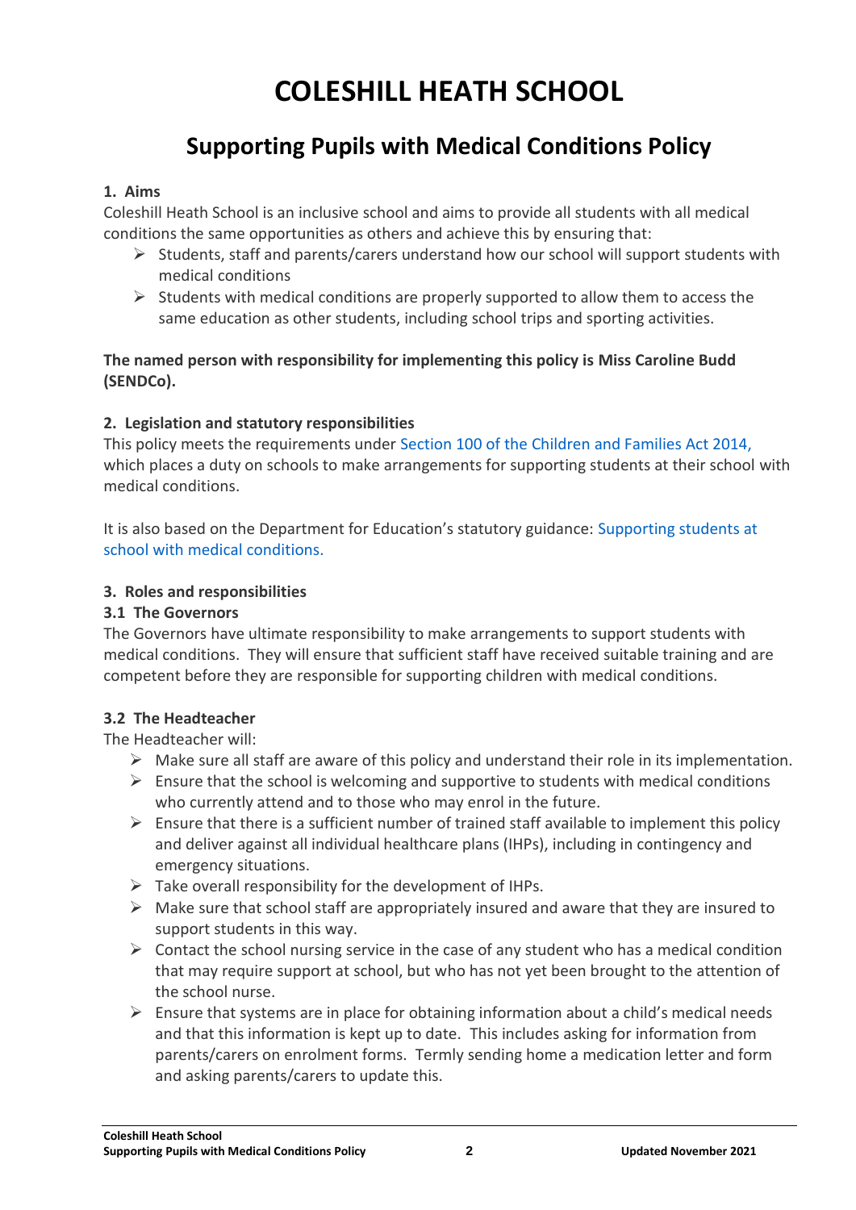# COLESHILL HEATH SCHOOL

## Supporting Pupils with Medical Conditions Policy

### 1. Aims

Coleshill Heath School is an inclusive school and aims to provide all students with all medical conditions the same opportunities as others and achieve this by ensuring that:

- Students, staff and parents/carers understand how our school will support students with medical conditions
- Students with medical conditions are properly supported to allow them to access the same education as other students, including school trips and sporting activities.

**The named person with responsibility for implementing this policy is Miss Caroline Budd (SENDCo).**

### 2. Legislation and statutory responsibilities

This policy meets the requirements under Section 100 of the Children and Families Act 2014, which places a duty on schools to make arrangements for supporting students at their school with medical conditions.

It is also based on the Department for Education's statutory guidance: Supporting students at school with medical conditions.

### 3. Roles and responsibilities

#### 3.1 The Governors

The Governors have ultimate responsibility to make arrangements to support students with medical conditions. They will ensure that sufficient staff have received suitable training and are competent before they are responsible for supporting children with medical conditions.

#### 3.2 The Headteacher

The Headteacher will:

- Make sure all staff are aware of this policy and understand their role in its implementation.
- Ensure that the school is welcoming and supportive to students with medical conditions who currently attend and to those who may enrol in the future.
- Ensure that there is a sufficient number of trained staff available to implement this policy and deliver against all individual healthcare plans (IHPs), including in contingency and emergency situations.
- Take overall responsibility for the development of IHPs.
- Make sure that school staff are appropriately insured and aware that they are insured to support students in this way.
- Contact the school nursing service in the case of any student who has a medical condition that may require support at school, but who has not yet been brought to the attention of the school nurse.
- Ensure that systems are in place for obtaining information about a child's medical needs and that this information is kept up to date. This includes asking for information from parents/carers on enrolment forms. Termly sending home a medication letter and form and asking parents/carers to update this.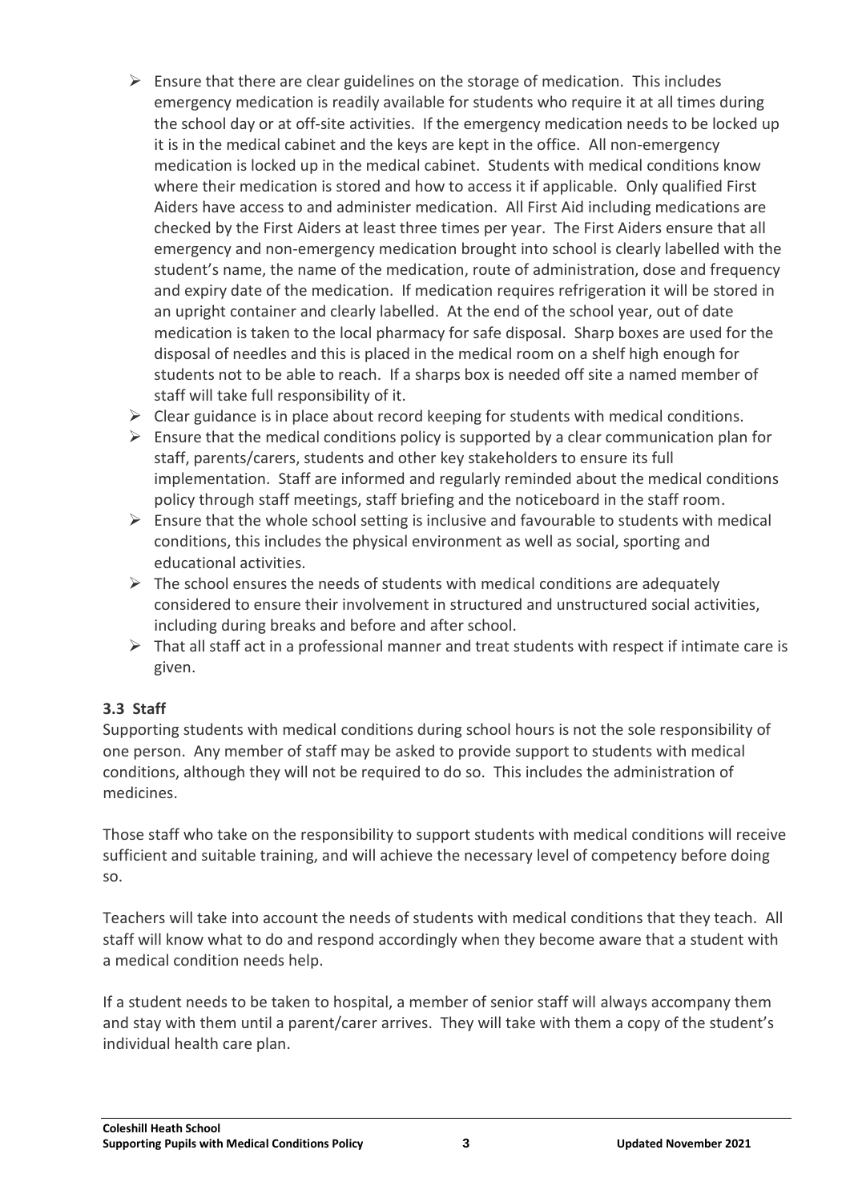- Ensure that there are clear guidelines on the storage of medication. This includes emergency medication is readily available for students who require it at all times during the school day or at off-site activities. If the emergency medication needs to be locked up it is in the medical cabinet and the keys are kept in the office. All non-emergency medication is locked up in the medical cabinet. Students with medical conditions know where their medication is stored and how to access it if applicable. Only qualified First Aiders have access to and administer medication. All First Aid including medications are checked by the First Aiders at least three times per year. The First Aiders ensure that all emergency and non-emergency medication brought into school is clearly labelled with the student's name, the name of the medication, route of administration, dose and frequency and expiry date of the medication. If medication requires refrigeration it will be stored in an upright container and clearly labelled. At the end of the school year, out of date medication is taken to the local pharmacy for safe disposal. Sharp boxes are used for the disposal of needles and this is placed in the medical room on a shelf high enough for students not to be able to reach. If a sharps box is needed off site a named member of staff will take full responsibility of it.
- Clear guidance is in place about record keeping for students with medical conditions.
- Ensure that the medical conditions policy is supported by a clear communication plan for staff, parents/carers, students and other key stakeholders to ensure its full implementation. Staff are informed and regularly reminded about the medical conditions policy through staff meetings, staff briefing and the noticeboard in the staff room.
- Ensure that the whole school setting is inclusive and favourable to students with medical conditions, this includes the physical environment as well as social, sporting and educational activities.
- The school ensures the needs of students with medical conditions are adequately considered to ensure their involvement in structured and unstructured social activities, including during breaks and before and after school.
- That all staff act in a professional manner and treat students with respect if intimate care is given.

### 3.3 Staff

Supporting students with medical conditions during school hours is not the sole responsibility of one person. Any member of staff may be asked to provide support to students with medical conditions, although they will not be required to do so. This includes the administration of medicines.

Those staff who take on the responsibility to support students with medical conditions will receive sufficient and suitable training, and will achieve the necessary level of competency before doing so.

Teachers will take into account the needs of students with medical conditions that they teach. All staff will know what to do and respond accordingly when they become aware that a student with a medical condition needs help.

If a student needs to be taken to hospital, a member of senior staff will always accompany them and stay with them until a parent/carer arrives. They will take with them a copy of the student's individual health care plan.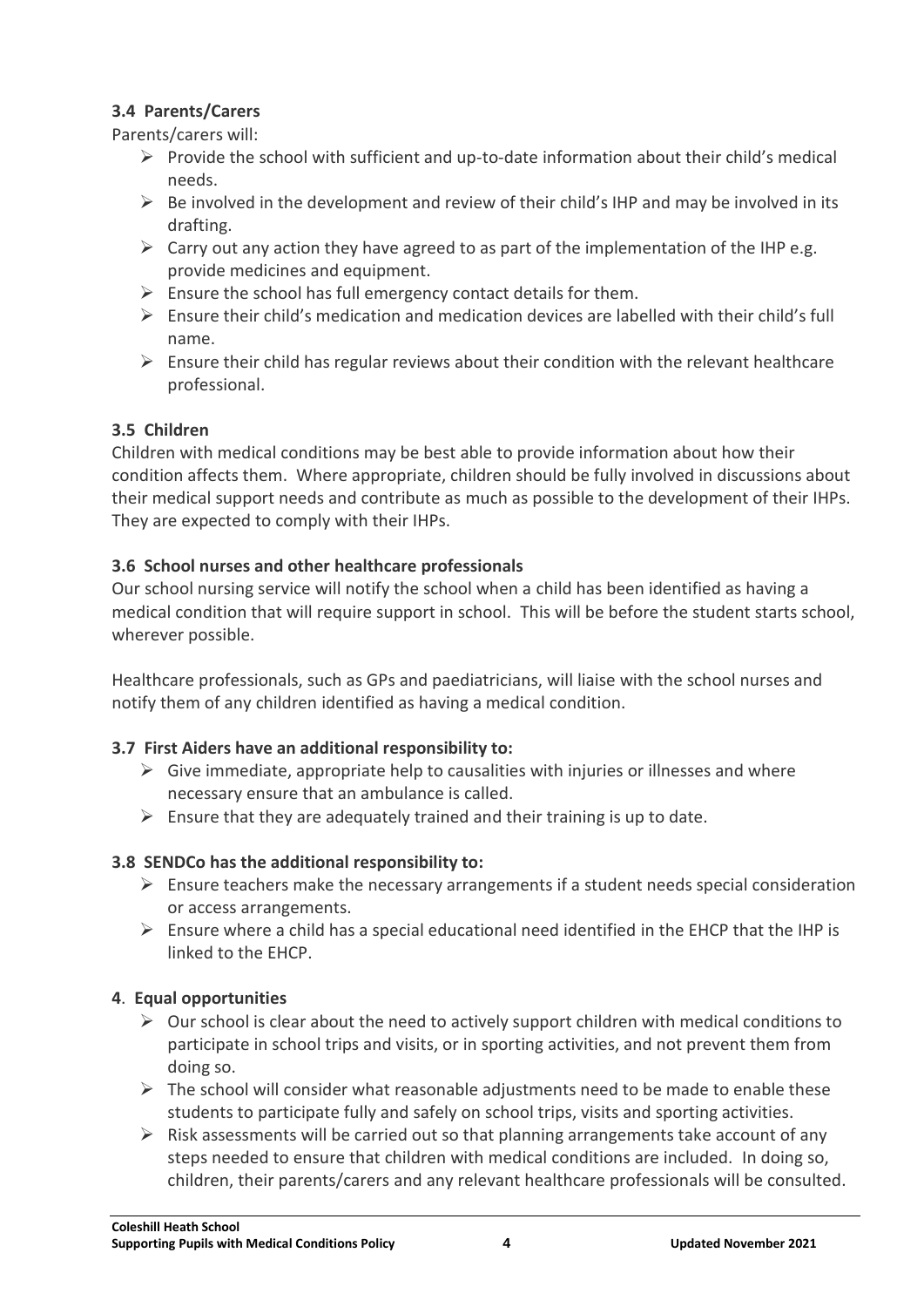### 3.4 Parents/Carers

Parents/carers will:

- Provide the school with sufficient and up-to-date information about their child's medical needs.
- Be involved in the development and review of their child's IHP and may be involved in its drafting.
- Carry out any action they have agreed to as part of the implementation of the IHP e.g. provide medicines and equipment.
- Ensure the school has full emergency contact details for them.
- Ensure their child's medication and medication devices are labelled with their child's full name.
- Ensure their child has regular reviews about their condition with the relevant healthcare professional.

### 3.5 Children

Children with medical conditions may be best able to provide information about how their condition affects them. Where appropriate, children should be fully involved in discussions about their medical support needs and contribute as much as possible to the development of their IHPs. They are expected to comply with their IHPs.

### 3.6 School nurses and other healthcare professionals

Our school nursing service will notify the school when a child has been identified as having a medical condition that will require support in school. This will be before the student starts school, wherever possible.

Healthcare professionals, such as GPs and paediatricians, will liaise with the school nurses and notify them of any children identified as having a medical condition.

### 3.7 First Aiders have an additional responsibility to:

- Give immediate, appropriate help to causalities with injuries or illnesses and where necessary ensure that an ambulance is called.
- Ensure that they are adequately trained and their training is up to date.

### 3.8 SENDCo has the additional responsibility to:

- Ensure teachers make the necessary arrangements if a student needs special consideration or access arrangements.
- Ensure where a child has a special educational need identified in the EHCP that the IHP is linked to the EHCP.

## 4. Equal opportunities

- Our school is clear about the need to actively support children with medical conditions to participate in school trips and visits, or in sporting activities, and not prevent them from doing so.
- The school will consider what reasonable adjustments need to be made to enable these students to participate fully and safely on school trips, visits and sporting activities.
- Risk assessments will be carried out so that planning arrangements take account of any steps needed to ensure that children with medical conditions are included. In doing so, children, their parents/carers and any relevant healthcare professionals will be consulted.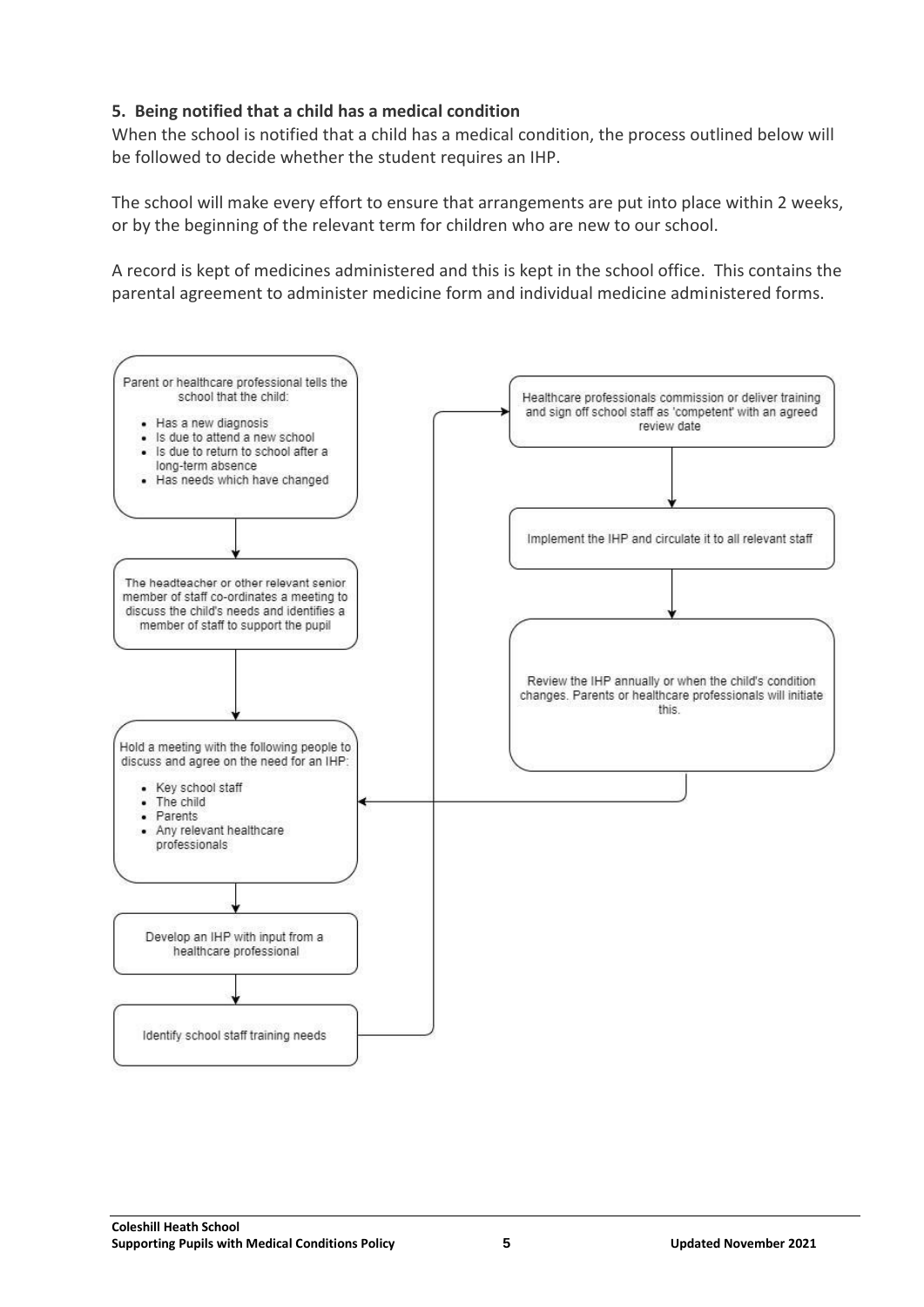**5. Being notified that a child has a medical condition**

When the school is notified that a child has a medical condition, the process outlined below will be followed to decide whether the student requires an IHP.

The school will make every effort to ensure that arrangements are put into place within 2 weeks, or by the beginning of the relevant term for children who are new to our school.

A record is kept of medicines administered and this is kept in the school office. This contains the parental agreement to administer medicine form and individual medicine administered forms.

Parent or healthcare professional tells the school that the child:

- Has a new diagnosis
- Is due to attend a new school
- Is due to return to school after a long-term absence
- Has needs which have changed

↓

The headteacher or other relevant senior member of staff co-ordinates a meeting to discuss the child's needs and identifies a member of staff to support the pupil

↓

Hold a meeting with the following people to discuss and agree on the need for an IHP:

- Key school staff
- The child
- Parents
- Any relevant healthcare professionals

↓

Develop an IHP with input from a healthcare professional

↓

Identify school staff training needs

↓

Healthcare professionals commission or deliver training and sign off school staff as 'competent' with an agreed review date

↓

Implement the IHP and circulate it to all relevant staff

↓

Review the IHP annually or when the child's condition changes. Parents or healthcare professionals will initiate this.

↓ (returns to: Hold a meeting with the following people to discuss and agree on the need for an IHP)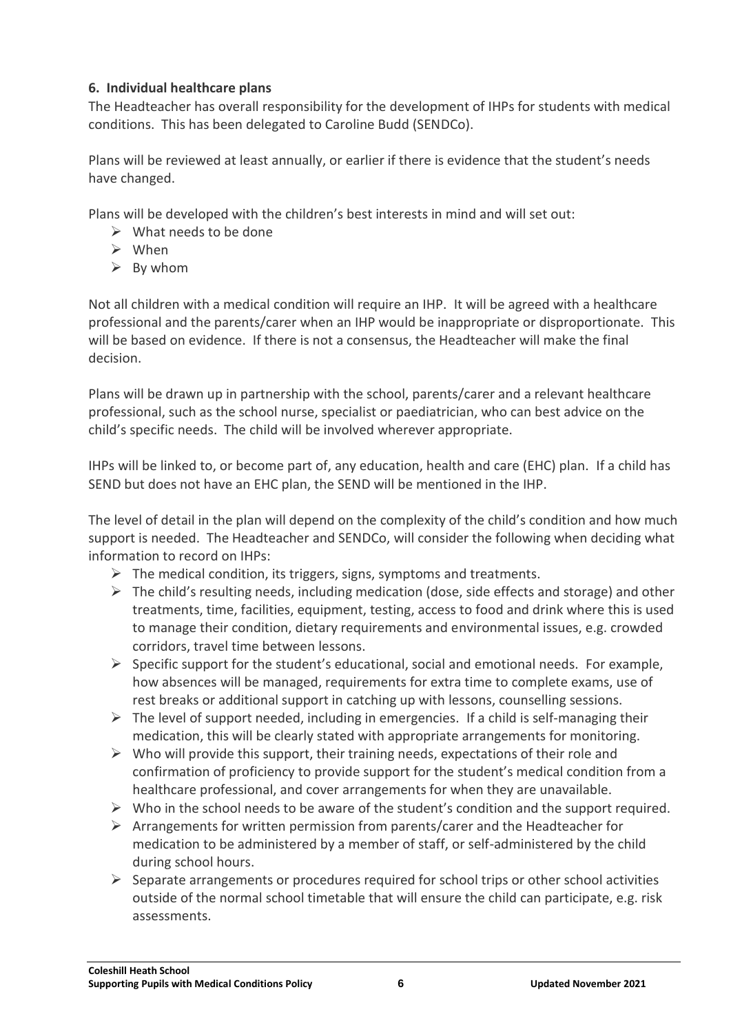**6. Individual healthcare plans**

The Headteacher has overall responsibility for the development of IHPs for students with medical conditions. This has been delegated to Caroline Budd (SENDCo).

Plans will be reviewed at least annually, or earlier if there is evidence that the student's needs have changed.

Plans will be developed with the children's best interests in mind and will set out:

- What needs to be done
- When
- By whom

Not all children with a medical condition will require an IHP. It will be agreed with a healthcare professional and the parents/carer when an IHP would be inappropriate or disproportionate. This will be based on evidence. If there is not a consensus, the Headteacher will make the final decision.

Plans will be drawn up in partnership with the school, parents/carer and a relevant healthcare professional, such as the school nurse, specialist or paediatrician, who can best advice on the child's specific needs. The child will be involved wherever appropriate.

IHPs will be linked to, or become part of, any education, health and care (EHC) plan. If a child has SEND but does not have an EHC plan, the SEND will be mentioned in the IHP.

The level of detail in the plan will depend on the complexity of the child's condition and how much support is needed. The Headteacher and SENDCo, will consider the following when deciding what information to record on IHPs:

- The medical condition, its triggers, signs, symptoms and treatments.
- The child's resulting needs, including medication (dose, side effects and storage) and other treatments, time, facilities, equipment, testing, access to food and drink where this is used to manage their condition, dietary requirements and environmental issues, e.g. crowded corridors, travel time between lessons.
- Specific support for the student's educational, social and emotional needs. For example, how absences will be managed, requirements for extra time to complete exams, use of rest breaks or additional support in catching up with lessons, counselling sessions.
- The level of support needed, including in emergencies. If a child is self-managing their medication, this will be clearly stated with appropriate arrangements for monitoring.
- Who will provide this support, their training needs, expectations of their role and confirmation of proficiency to provide support for the student's medical condition from a healthcare professional, and cover arrangements for when they are unavailable.
- Who in the school needs to be aware of the student's condition and the support required.
- Arrangements for written permission from parents/carer and the Headteacher for medication to be administered by a member of staff, or self-administered by the child during school hours.
- Separate arrangements or procedures required for school trips or other school activities outside of the normal school timetable that will ensure the child can participate, e.g. risk assessments.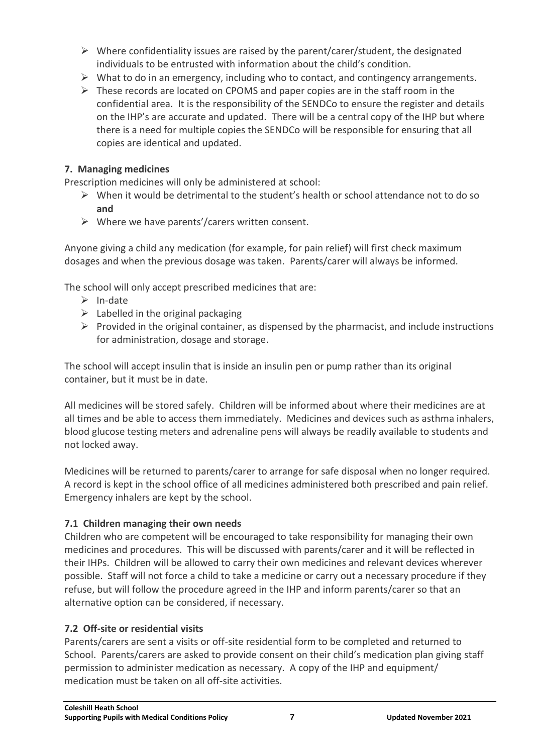- Where confidentiality issues are raised by the parent/carer/student, the designated individuals to be entrusted with information about the child's condition.
- What to do in an emergency, including who to contact, and contingency arrangements.
- These records are located on CPOMS and paper copies are in the staff room in the confidential area. It is the responsibility of the SENDCo to ensure the register and details on the IHP's are accurate and updated. There will be a central copy of the IHP but where there is a need for multiple copies the SENDCo will be responsible for ensuring that all copies are identical and updated.

### 7. Managing medicines

Prescription medicines will only be administered at school:

- When it would be detrimental to the student's health or school attendance not to do so **and**
- Where we have parents'/carers written consent.

Anyone giving a child any medication (for example, for pain relief) will first check maximum dosages and when the previous dosage was taken. Parents/carer will always be informed.

The school will only accept prescribed medicines that are:

- In-date
- Labelled in the original packaging
- Provided in the original container, as dispensed by the pharmacist, and include instructions for administration, dosage and storage.

The school will accept insulin that is inside an insulin pen or pump rather than its original container, but it must be in date.

All medicines will be stored safely. Children will be informed about where their medicines are at all times and be able to access them immediately. Medicines and devices such as asthma inhalers, blood glucose testing meters and adrenaline pens will always be readily available to students and not locked away.

Medicines will be returned to parents/carer to arrange for safe disposal when no longer required. A record is kept in the school office of all medicines administered both prescribed and pain relief. Emergency inhalers are kept by the school.

#### 7.1 Children managing their own needs

Children who are competent will be encouraged to take responsibility for managing their own medicines and procedures. This will be discussed with parents/carer and it will be reflected in their IHPs. Children will be allowed to carry their own medicines and relevant devices wherever possible. Staff will not force a child to take a medicine or carry out a necessary procedure if they refuse, but will follow the procedure agreed in the IHP and inform parents/carer so that an alternative option can be considered, if necessary.

#### 7.2 Off-site or residential visits

Parents/carers are sent a visits or off-site residential form to be completed and returned to School. Parents/carers are asked to provide consent on their child's medication plan giving staff permission to administer medication as necessary. A copy of the IHP and equipment/ medication must be taken on all off-site activities.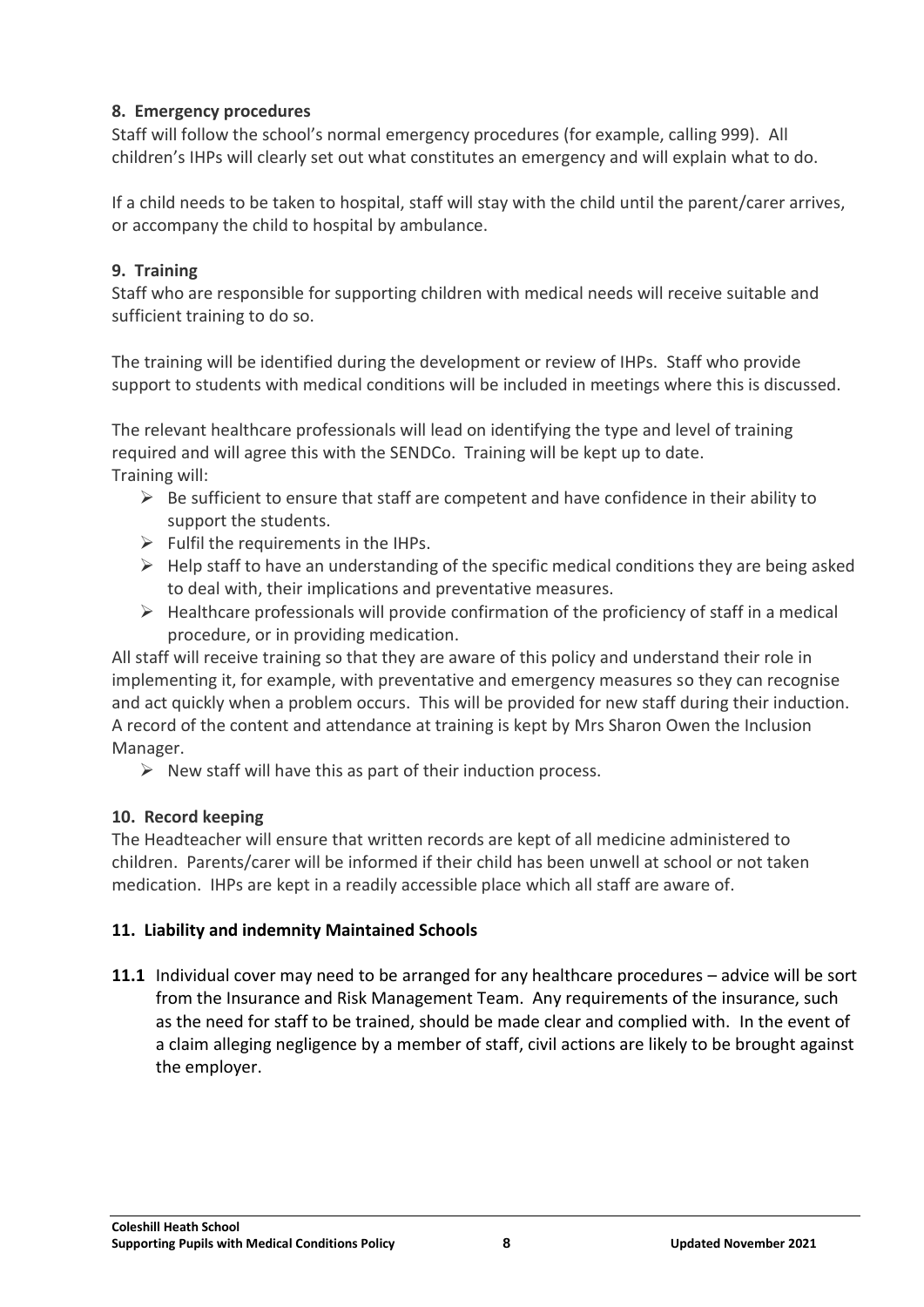### 8. Emergency procedures

Staff will follow the school's normal emergency procedures (for example, calling 999). All children's IHPs will clearly set out what constitutes an emergency and will explain what to do.

If a child needs to be taken to hospital, staff will stay with the child until the parent/carer arrives, or accompany the child to hospital by ambulance.

### 9. Training

Staff who are responsible for supporting children with medical needs will receive suitable and sufficient training to do so.

The training will be identified during the development or review of IHPs. Staff who provide support to students with medical conditions will be included in meetings where this is discussed.

The relevant healthcare professionals will lead on identifying the type and level of training required and will agree this with the SENDCo. Training will be kept up to date.
Training will:

- Be sufficient to ensure that staff are competent and have confidence in their ability to support the students.
- Fulfil the requirements in the IHPs.
- Help staff to have an understanding of the specific medical conditions they are being asked to deal with, their implications and preventative measures.
- Healthcare professionals will provide confirmation of the proficiency of staff in a medical procedure, or in providing medication.

All staff will receive training so that they are aware of this policy and understand their role in implementing it, for example, with preventative and emergency measures so they can recognise and act quickly when a problem occurs. This will be provided for new staff during their induction. A record of the content and attendance at training is kept by Mrs Sharon Owen the Inclusion Manager.

- New staff will have this as part of their induction process.

### 10. Record keeping

The Headteacher will ensure that written records are kept of all medicine administered to children. Parents/carer will be informed if their child has been unwell at school or not taken medication. IHPs are kept in a readily accessible place which all staff are aware of.

### 11. Liability and indemnity Maintained Schools

**11.1** Individual cover may need to be arranged for any healthcare procedures – advice will be sort from the Insurance and Risk Management Team. Any requirements of the insurance, such as the need for staff to be trained, should be made clear and complied with. In the event of a claim alleging negligence by a member of staff, civil actions are likely to be brought against the employer.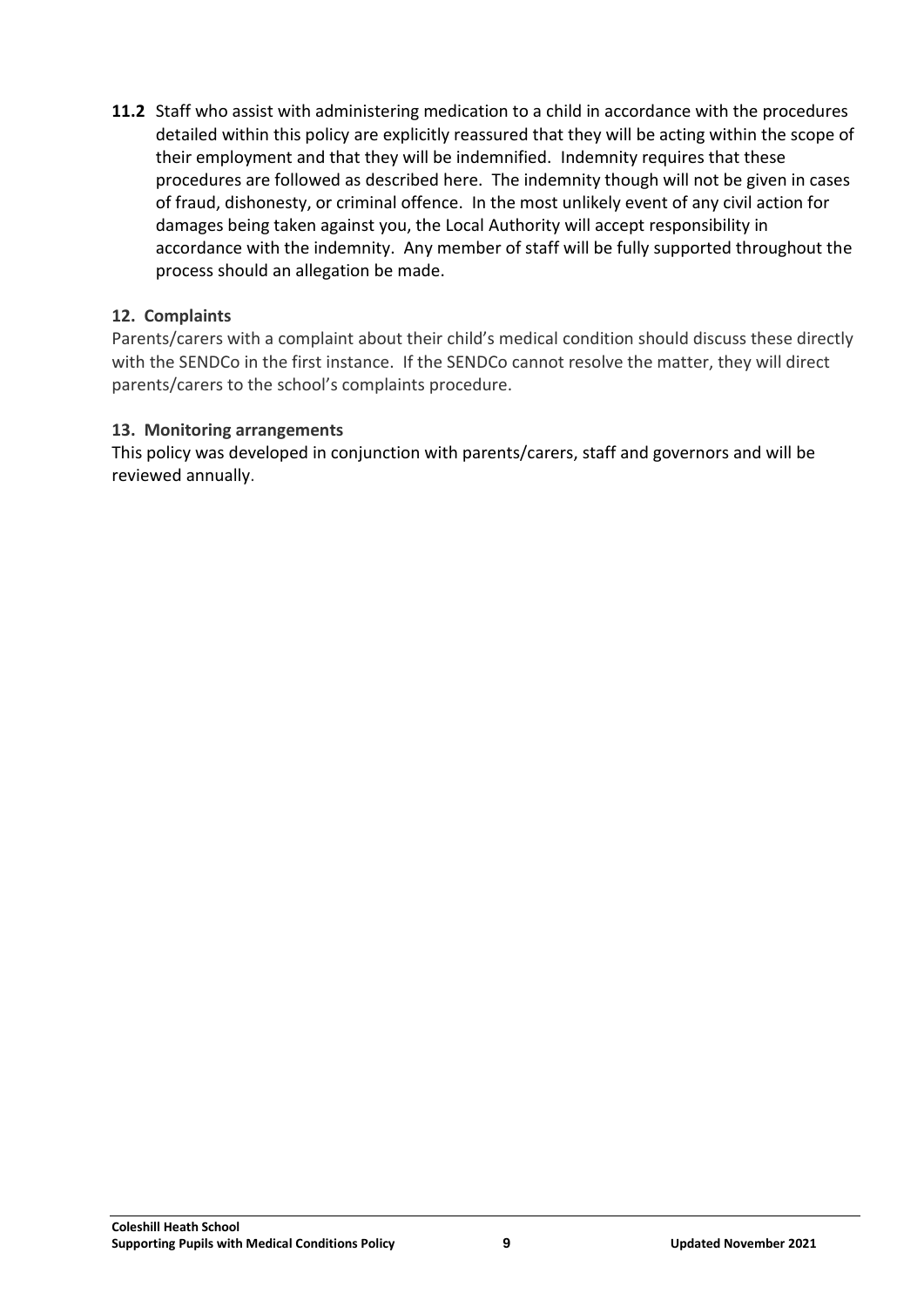**11.2** Staff who assist with administering medication to a child in accordance with the procedures detailed within this policy are explicitly reassured that they will be acting within the scope of their employment and that they will be indemnified. Indemnity requires that these procedures are followed as described here. The indemnity though will not be given in cases of fraud, dishonesty, or criminal offence. In the most unlikely event of any civil action for damages being taken against you, the Local Authority will accept responsibility in accordance with the indemnity. Any member of staff will be fully supported throughout the process should an allegation be made.

## 12. Complaints

Parents/carers with a complaint about their child's medical condition should discuss these directly with the SENDCo in the first instance. If the SENDCo cannot resolve the matter, they will direct parents/carers to the school's complaints procedure.

## 13. Monitoring arrangements

This policy was developed in conjunction with parents/carers, staff and governors and will be reviewed annually.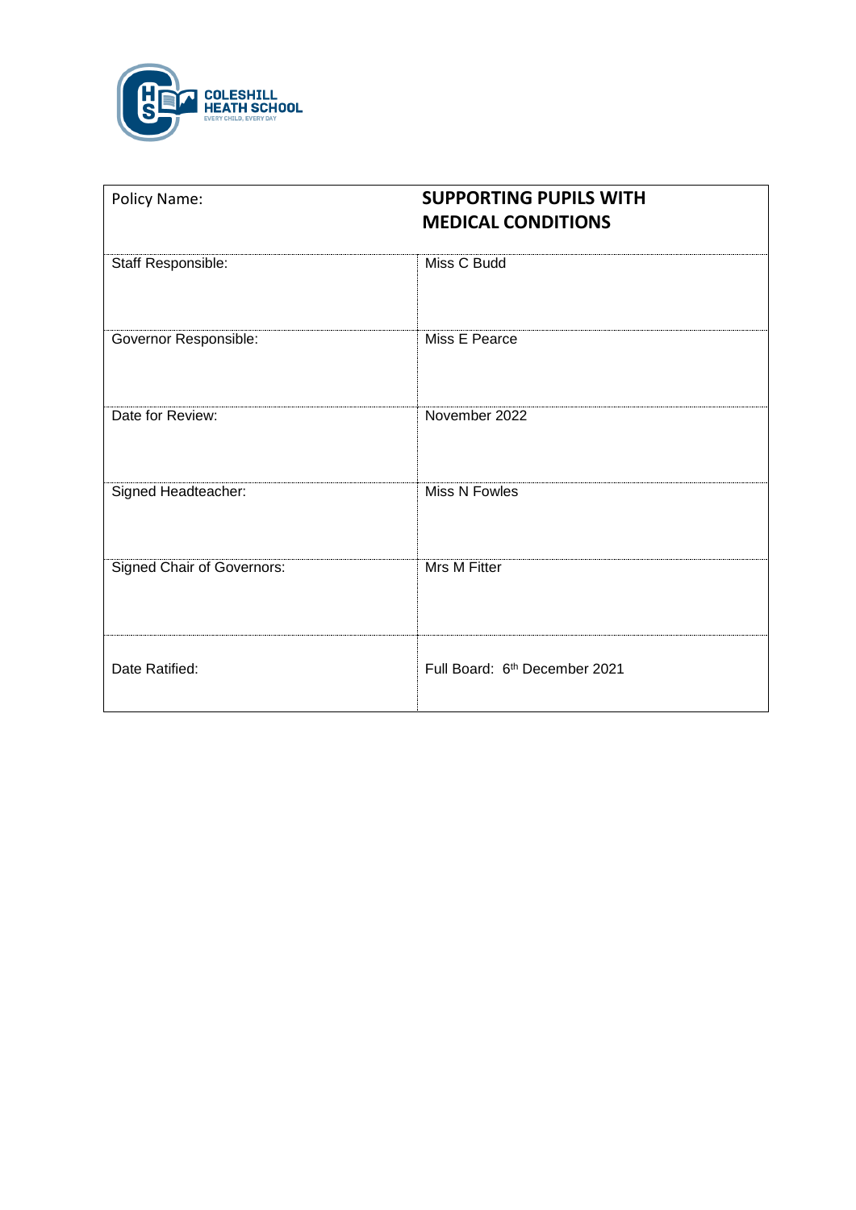COLESHILL HEATH SCHOOL
EVERY CHILD, EVERY DAY

| | |
|---|---|
| Policy Name: | **SUPPORTING PUPILS WITH MEDICAL CONDITIONS** |
| Staff Responsible: | Miss C Budd |
| Governor Responsible: | Miss E Pearce |
| Date for Review: | November 2022 |
| Signed Headteacher: | Miss N Fowles |
| Signed Chair of Governors: | Mrs M Fitter |
| Date Ratified: | Full Board: 6th December 2021 |